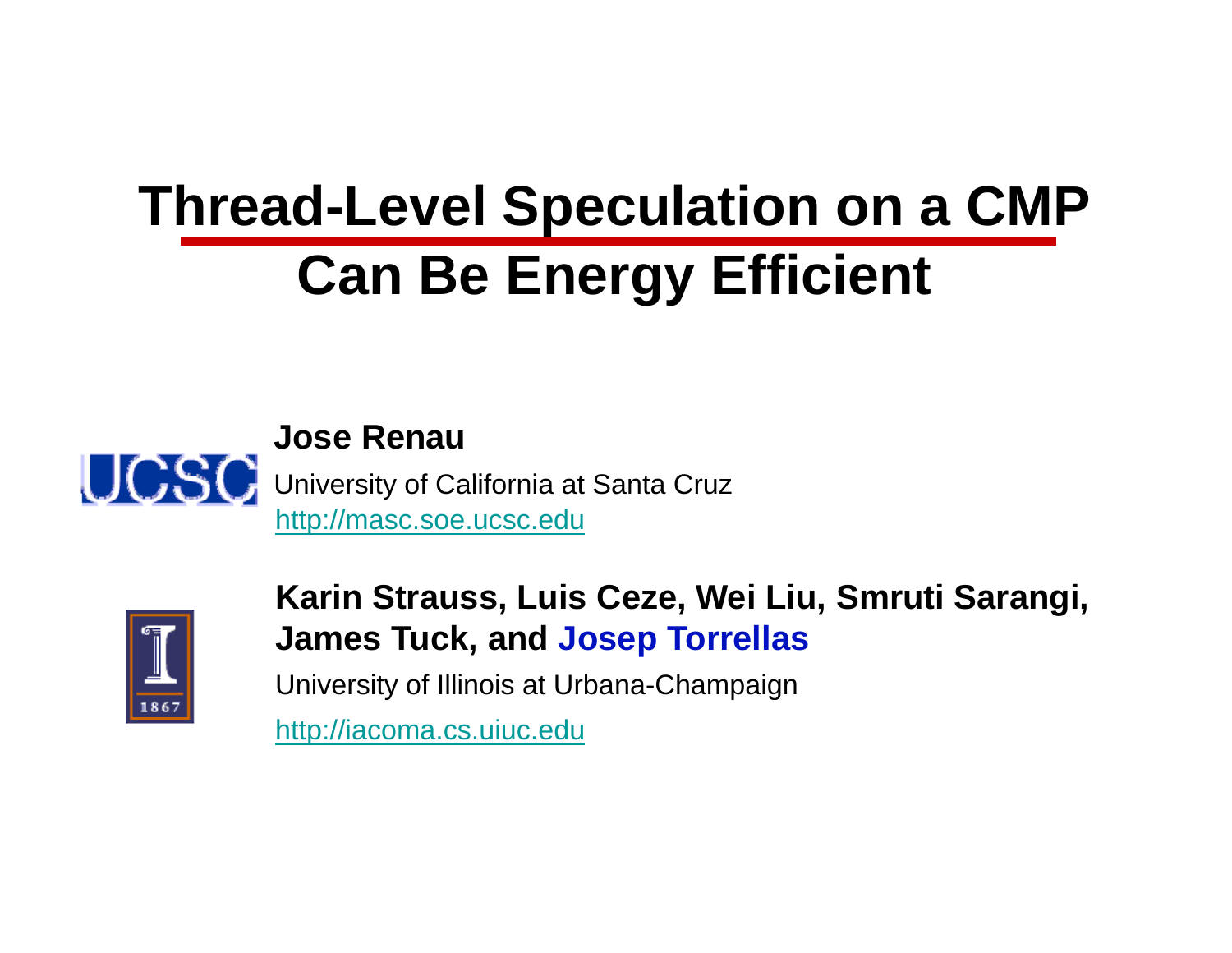# Thread-Level Speculation on a CMP Can Be Energy Efficient

**Jose Renau**

University of California at Santa Cruz

http://masc.soe.ucsc.edu

**Karin Strauss, Luis Ceze, Wei Liu, Smruti Sarangi, James Tuck, and Josep Torrellas**

University of Illinois at Urbana-Champaign

http://iacoma.cs.uiuc.edu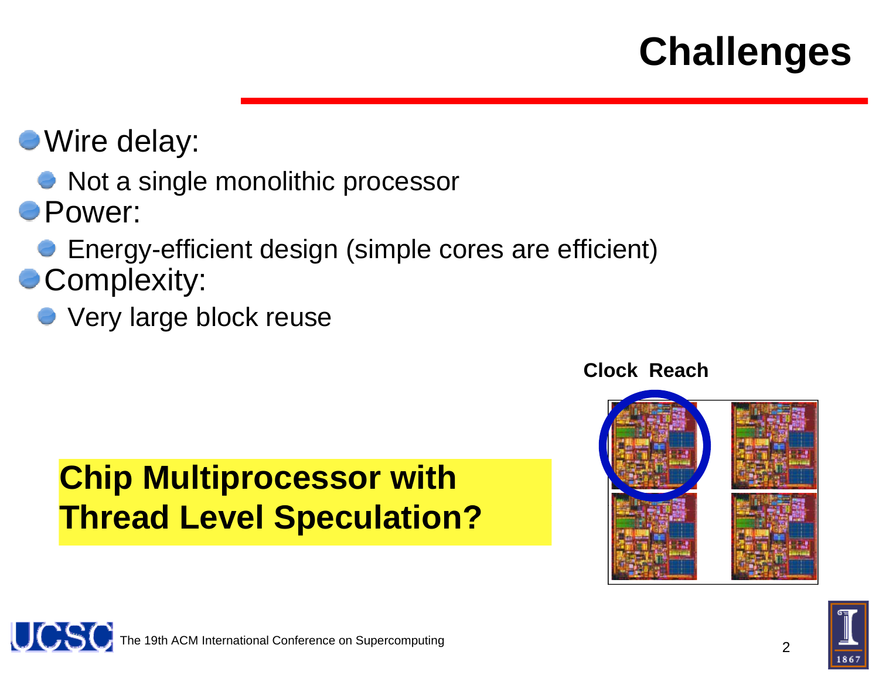# Challenges

- Wire delay:
  - Not a single monolithic processor
- Power:
  - Energy-efficient design (simple cores are efficient)
- Complexity:
  - Very large block reuse

**Chip Multiprocessor with Thread Level Speculation?**

**Clock Reach**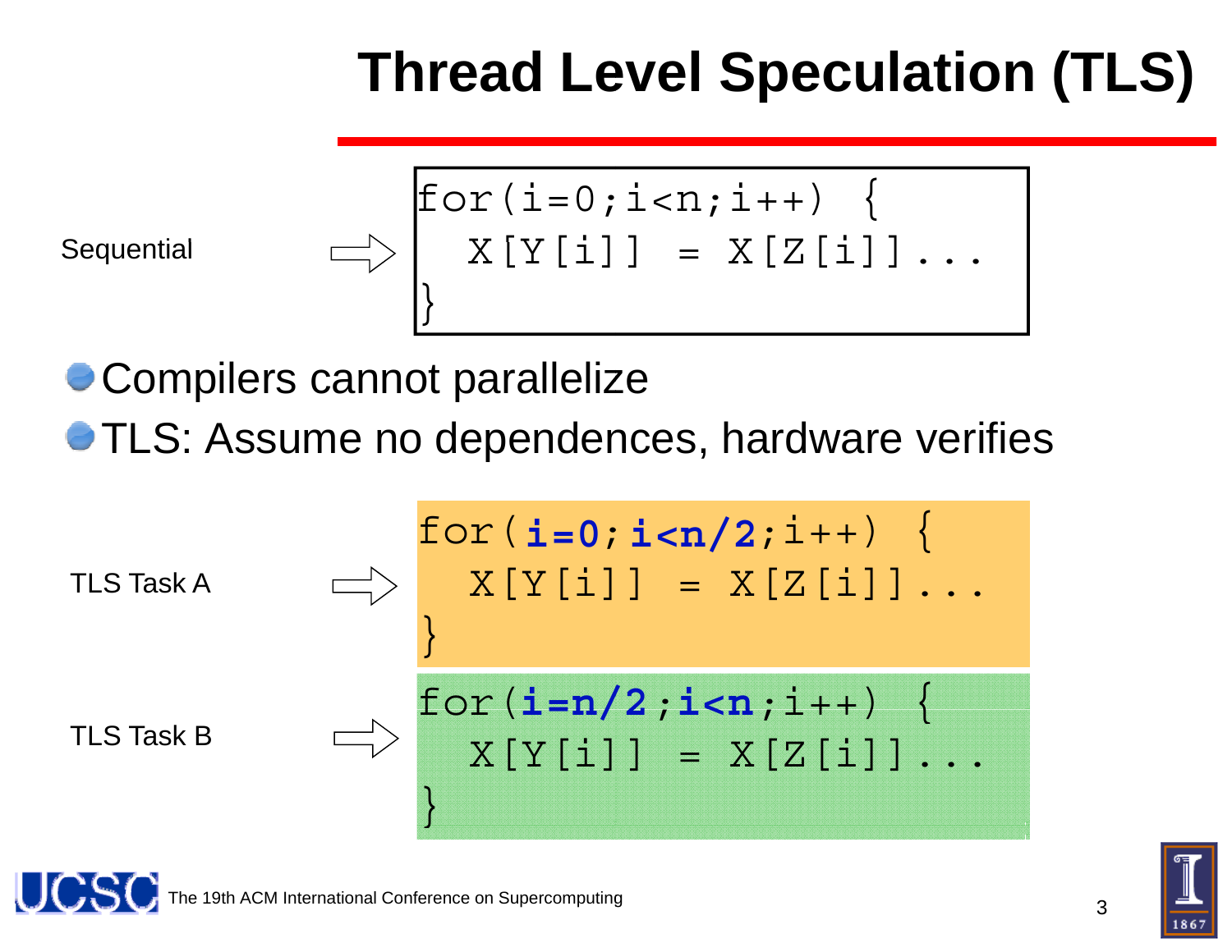# Thread Level Speculation (TLS)

Sequential

```
for(i=0;i<n;i++) {
  X[Y[i]] = X[Z[i]]...
}
```

- Compilers cannot parallelize
- TLS: Assume no dependences, hardware verifies

TLS Task A

```
for(i=0;i<n/2;i++) {
  X[Y[i]] = X[Z[i]]...
}
```

TLS Task B

```
for(i=n/2;i<n;i++) {
  X[Y[i]] = X[Z[i]]...
}
```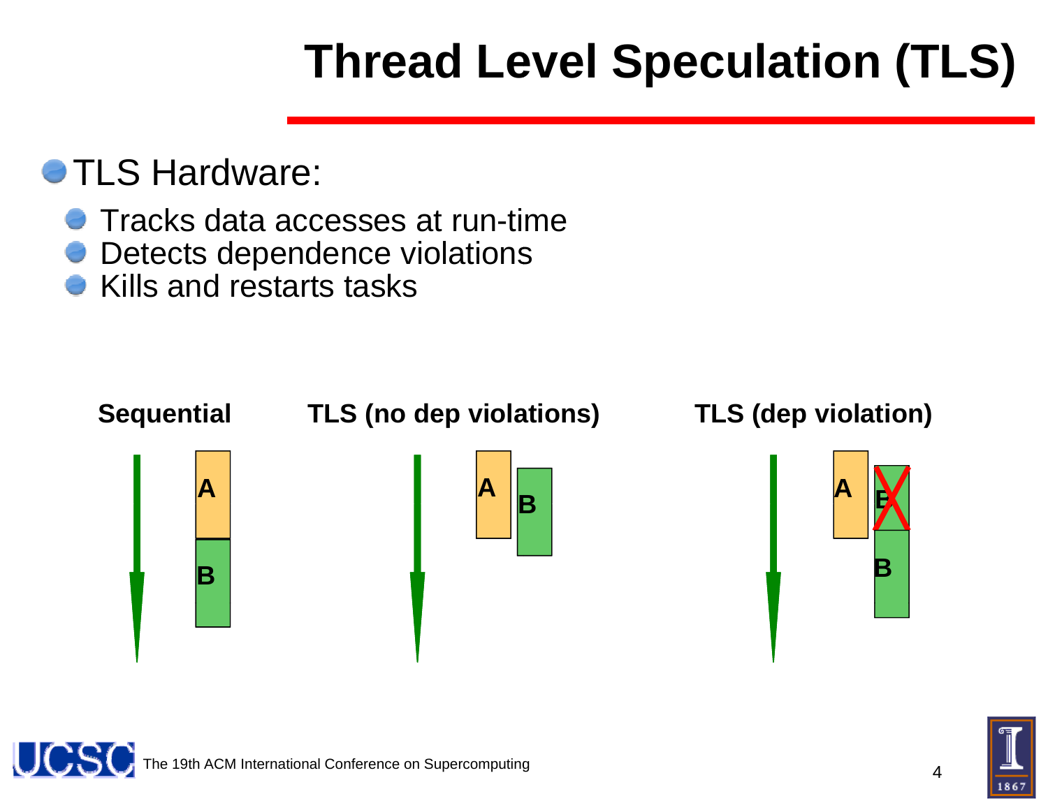# Thread Level Speculation (TLS)

- TLS Hardware:
  - Tracks data accesses at run-time
  - Detects dependence violations
  - Kills and restarts tasks

**Sequential** **TLS (no dep violations)** **TLS (dep violation)**

A B A B A B B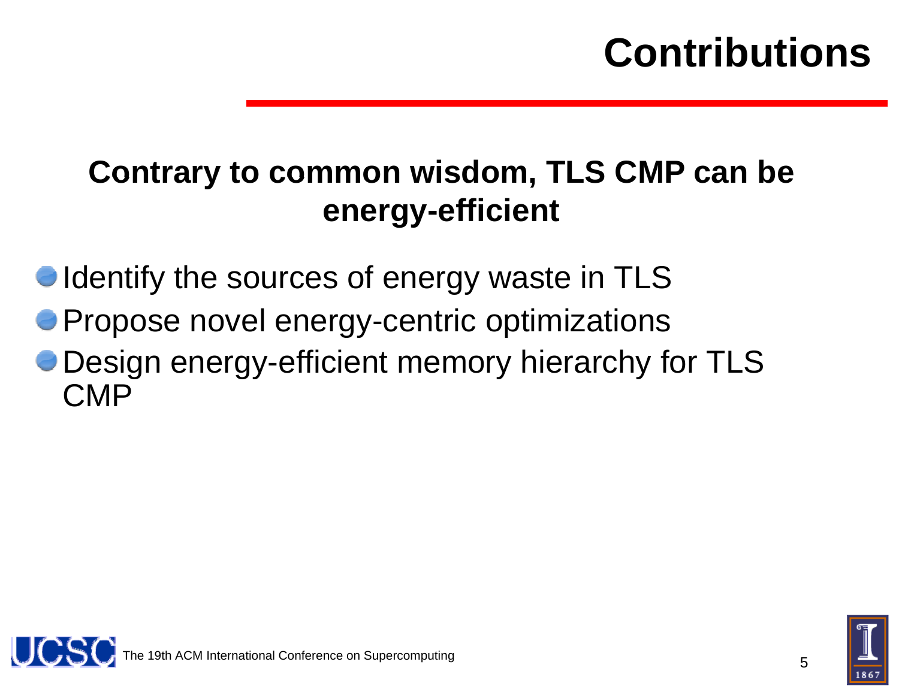# Contributions

**Contrary to common wisdom, TLS CMP can be energy-efficient**

- Identify the sources of energy waste in TLS
- Propose novel energy-centric optimizations
- Design energy-efficient memory hierarchy for TLS CMP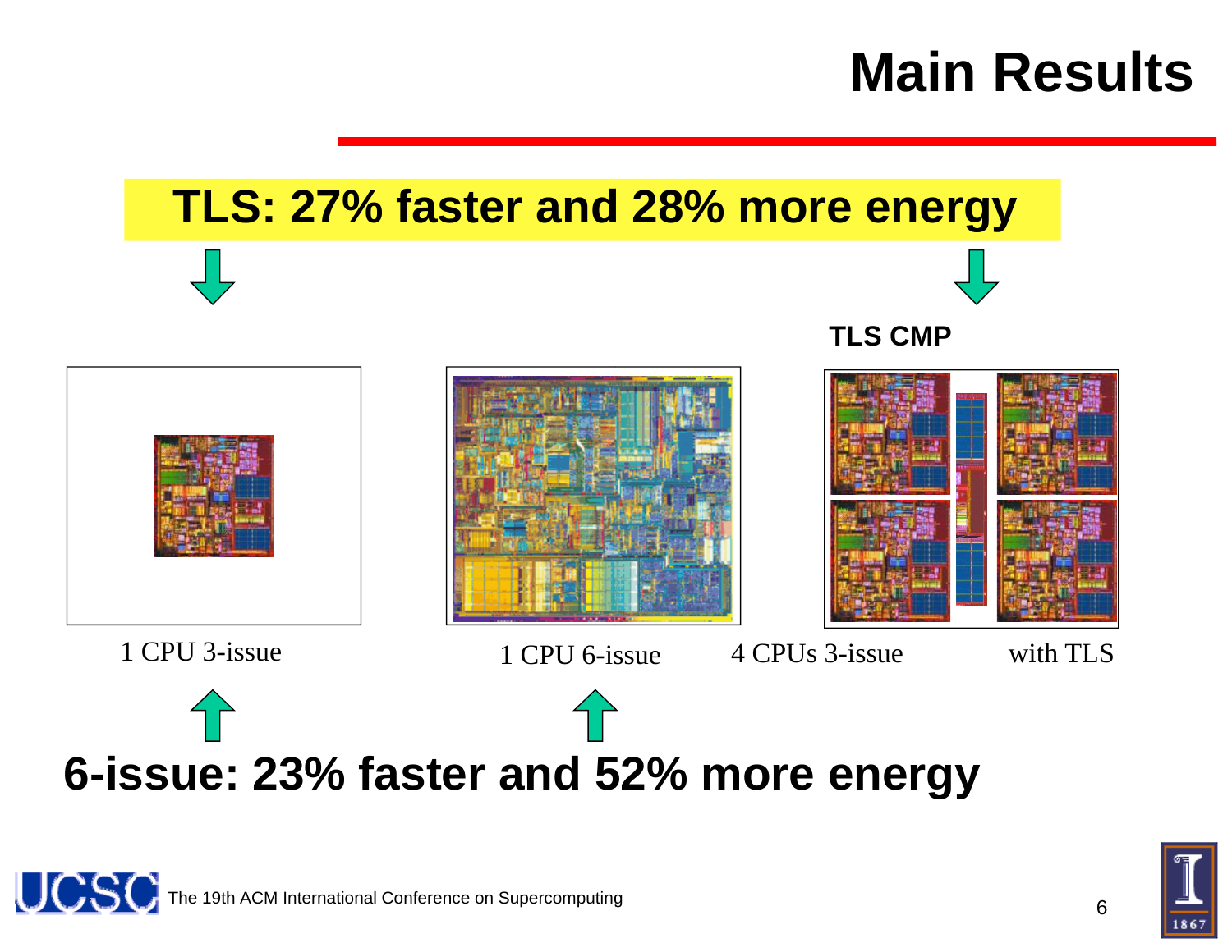# Main Results

**TLS: 27% faster and 28% more energy**

**TLS CMP**

1 CPU 3-issue

1 CPU 6-issue

4 CPUs 3-issue with TLS

**6-issue: 23% faster and 52% more energy**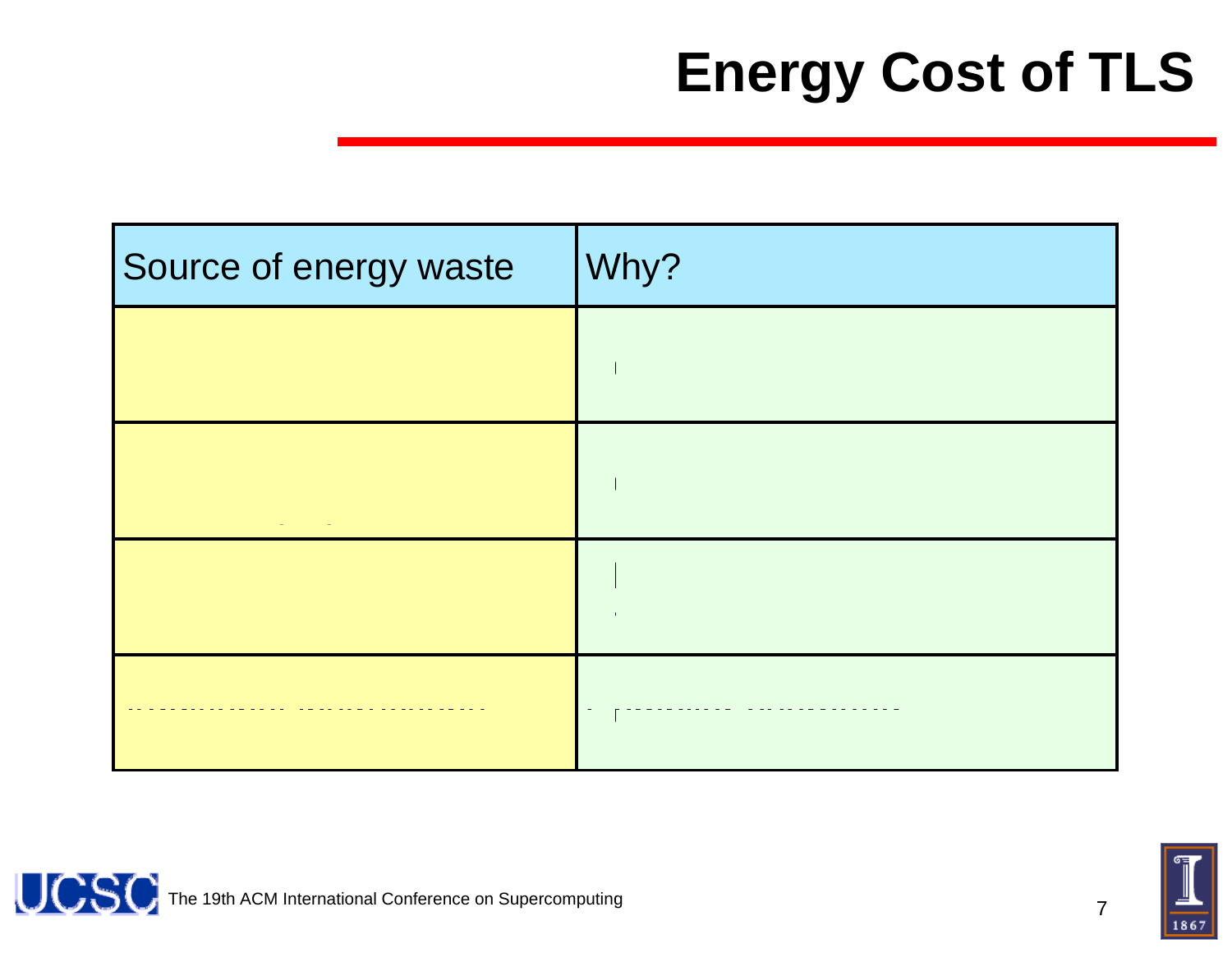# Energy Cost of TLS

| Source of energy waste | Why? |
| --- | --- |
| | |
| | |
| | |
| | |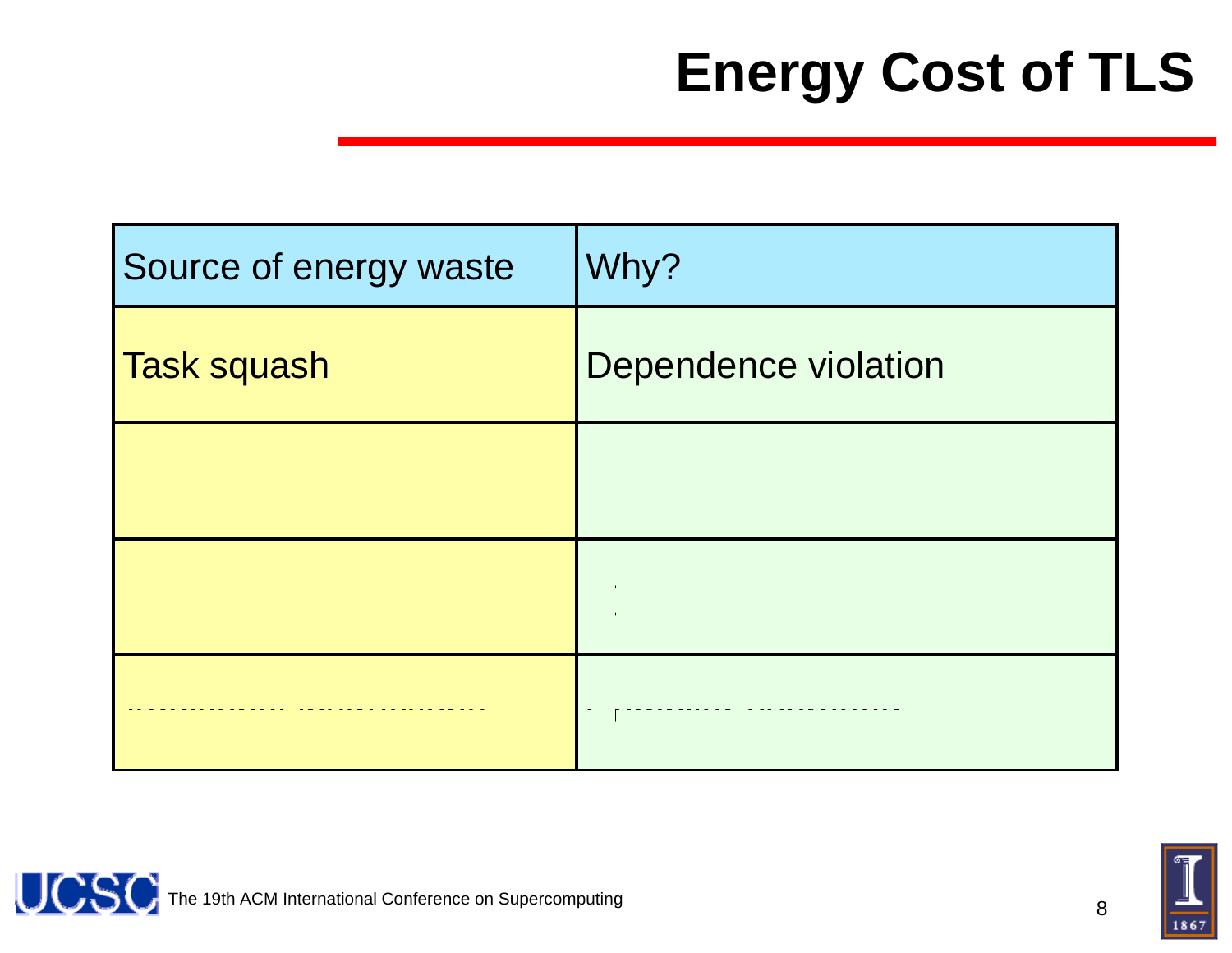# Energy Cost of TLS

| Source of energy waste | Why? |
| --- | --- |
| Task squash | Dependence violation |
| | |
| | |
| | |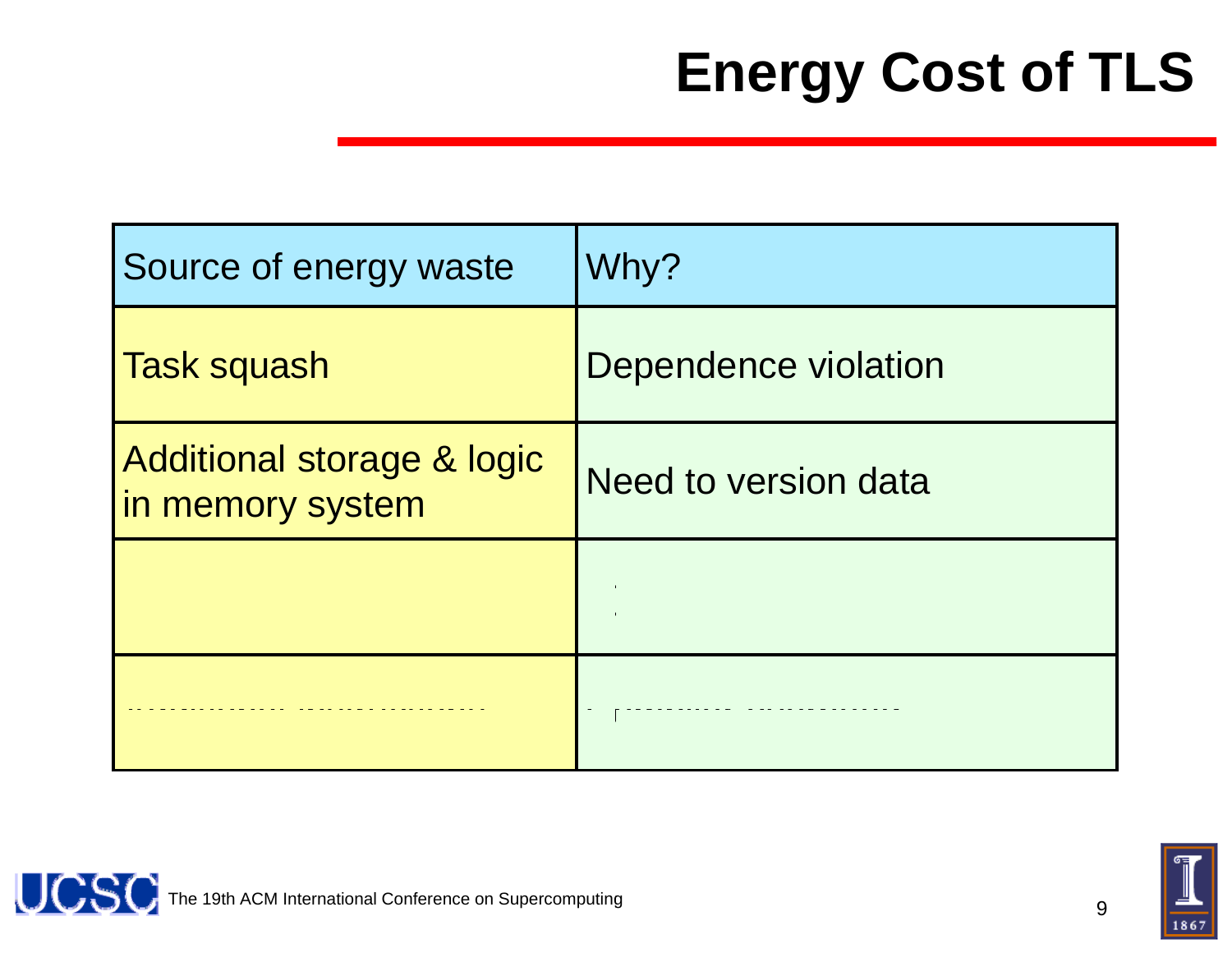# Energy Cost of TLS

| Source of energy waste | Why? |
| --- | --- |
| Task squash | Dependence violation |
| Additional storage & logic in memory system | Need to version data |
| | |
| | |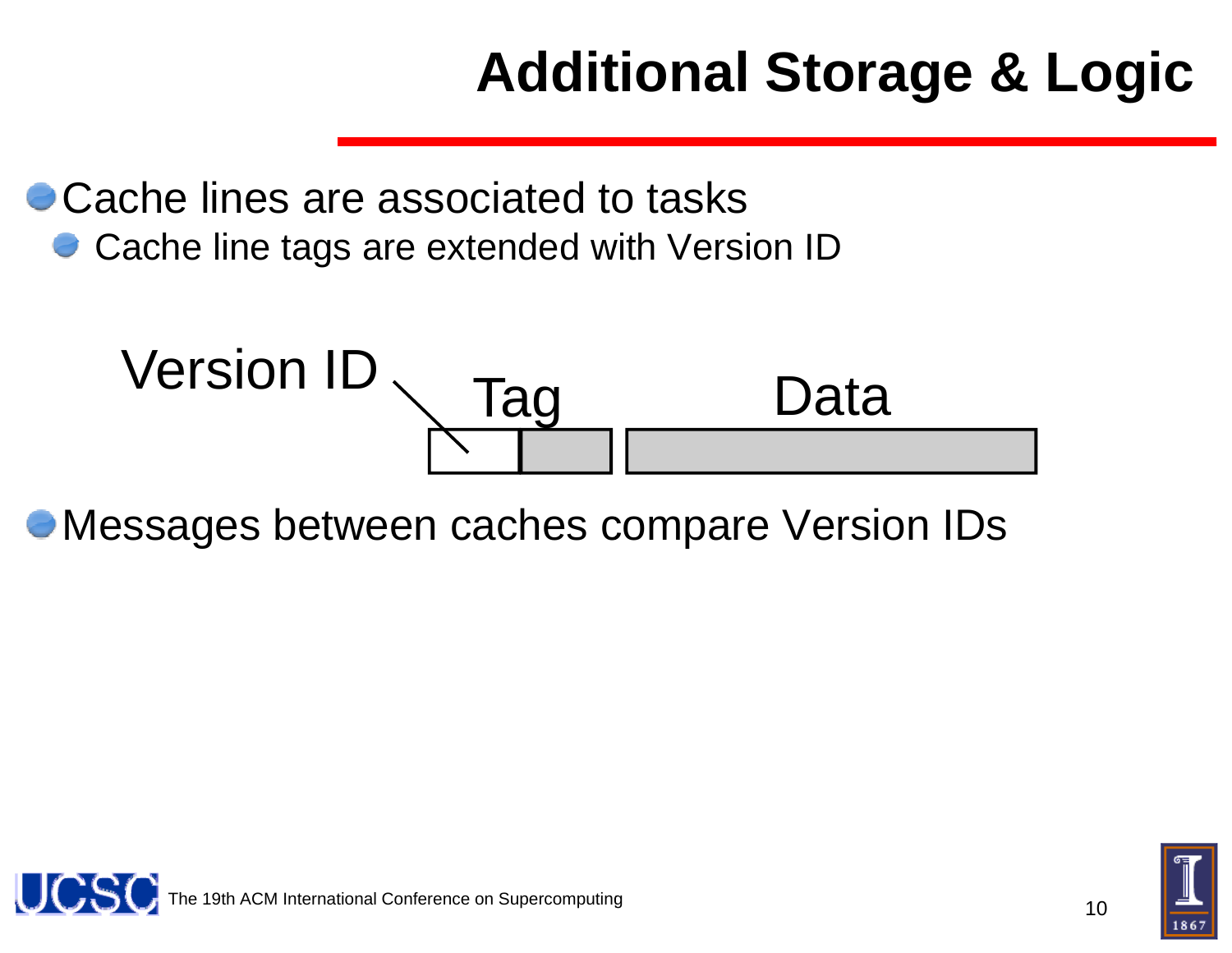# Additional Storage & Logic

- Cache lines are associated to tasks
  - Cache line tags are extended with Version ID

Version ID Tag Data

- Messages between caches compare Version IDs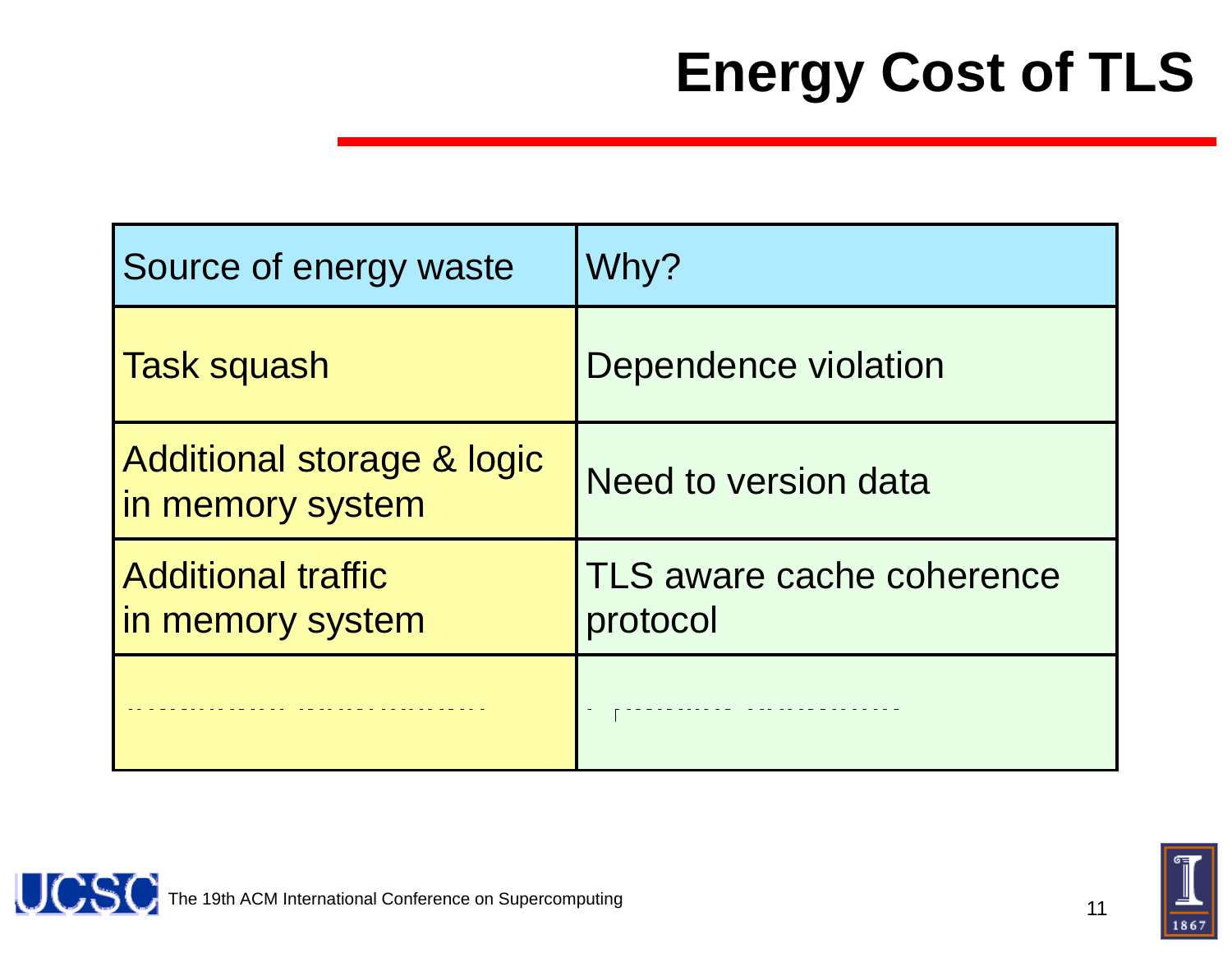# Energy Cost of TLS

| Source of energy waste | Why? |
| --- | --- |
| Task squash | Dependence violation |
| Additional storage & logic in memory system | Need to version data |
| Additional traffic in memory system | TLS aware cache coherence protocol |
| | |

The 19th ACM International Conference on Supercomputing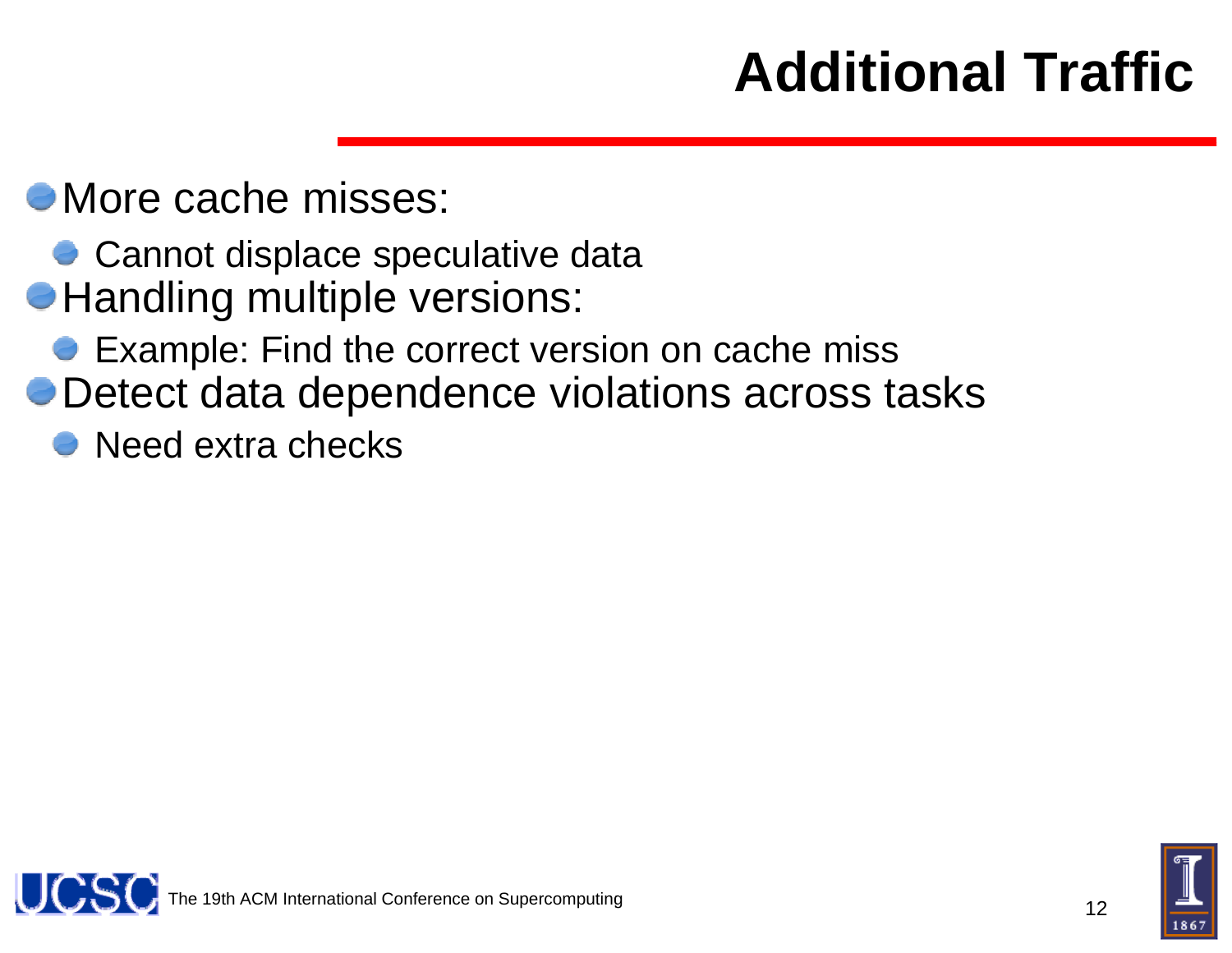# Additional Traffic

- More cache misses:
  - Cannot displace speculative data
- Handling multiple versions:
  - Example: Find the correct version on cache miss
- Detect data dependence violations across tasks
  - Need extra checks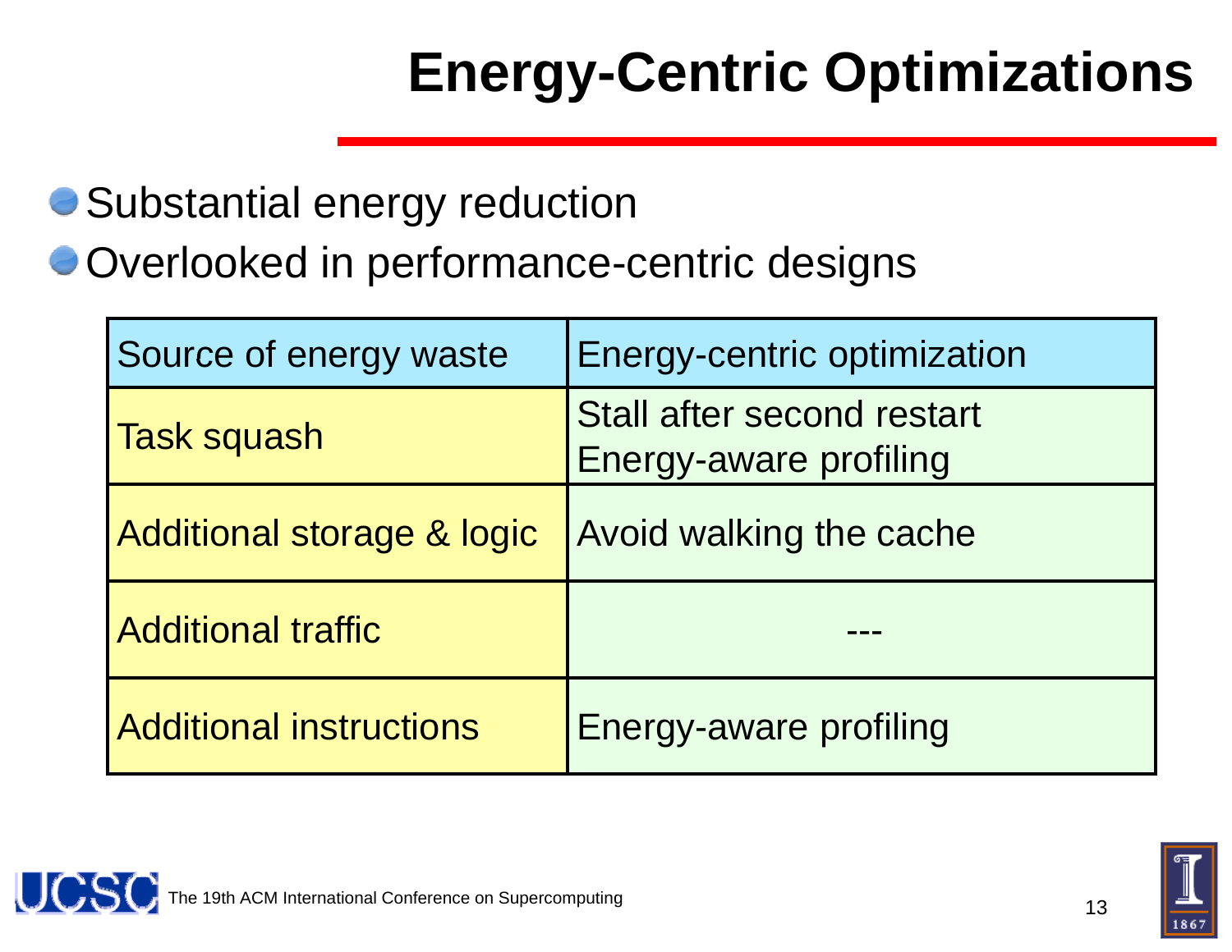# Energy-Centric Optimizations

- Substantial energy reduction
- Overlooked in performance-centric designs

| Source of energy waste | Energy-centric optimization |
|---|---|
| Task squash | Stall after second restart<br>Energy-aware profiling |
| Additional storage & logic | Avoid walking the cache |
| Additional traffic | --- |
| Additional instructions | Energy-aware profiling |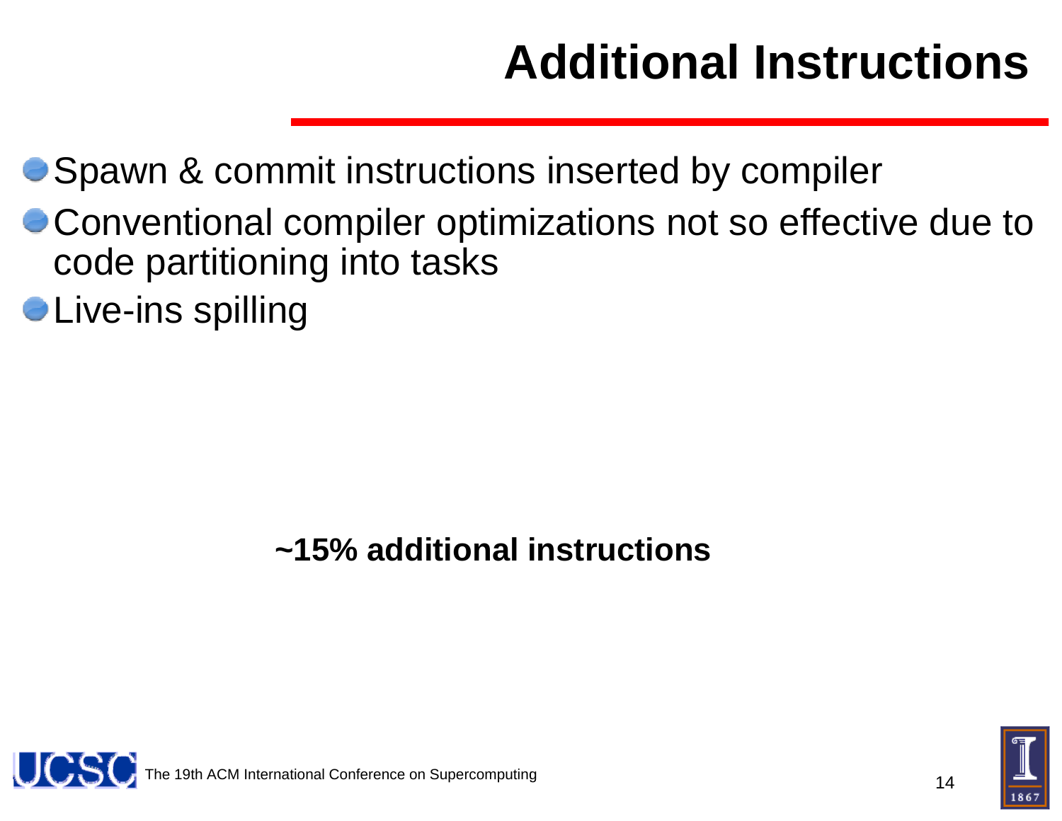# Additional Instructions

- Spawn & commit instructions inserted by compiler
- Conventional compiler optimizations not so effective due to code partitioning into tasks
- Live-ins spilling

**~15% additional instructions**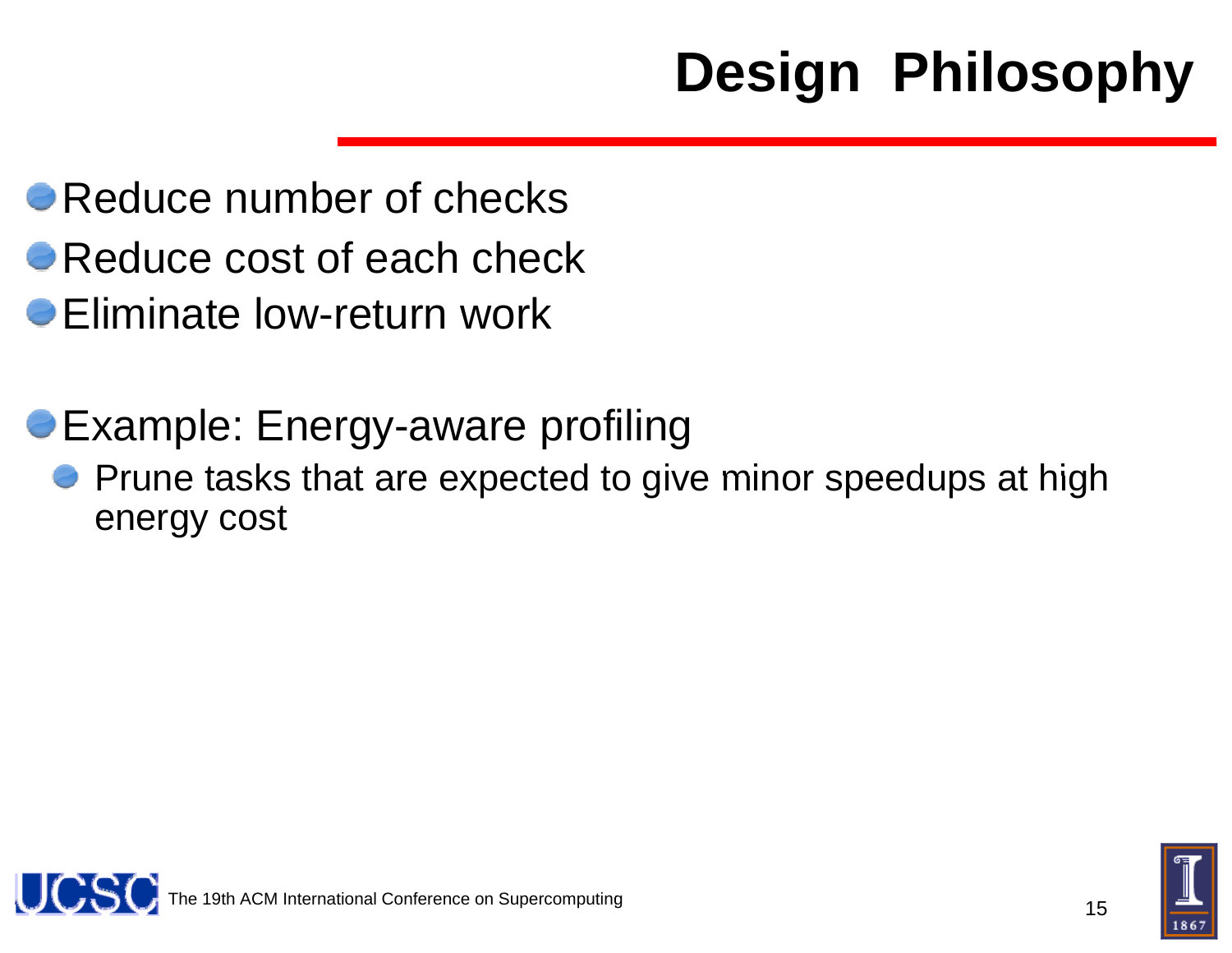# Design Philosophy

- Reduce number of checks
- Reduce cost of each check
- Eliminate low-return work

- Example: Energy-aware profiling
  - Prune tasks that are expected to give minor speedups at high energy cost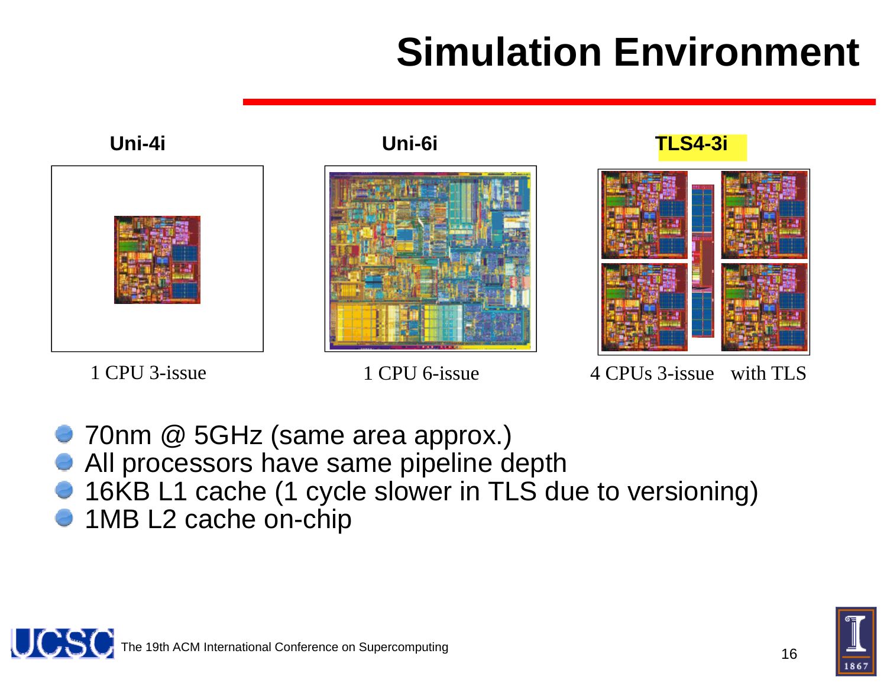# Simulation Environment

| Uni-4i | Uni-6i | TLS4-3i |
| --- | --- | --- |
| 1 CPU 3-issue | 1 CPU 6-issue | 4 CPUs 3-issue with TLS |

- 70nm @ 5GHz (same area approx.)
- All processors have same pipeline depth
- 16KB L1 cache (1 cycle slower in TLS due to versioning)
- 1MB L2 cache on-chip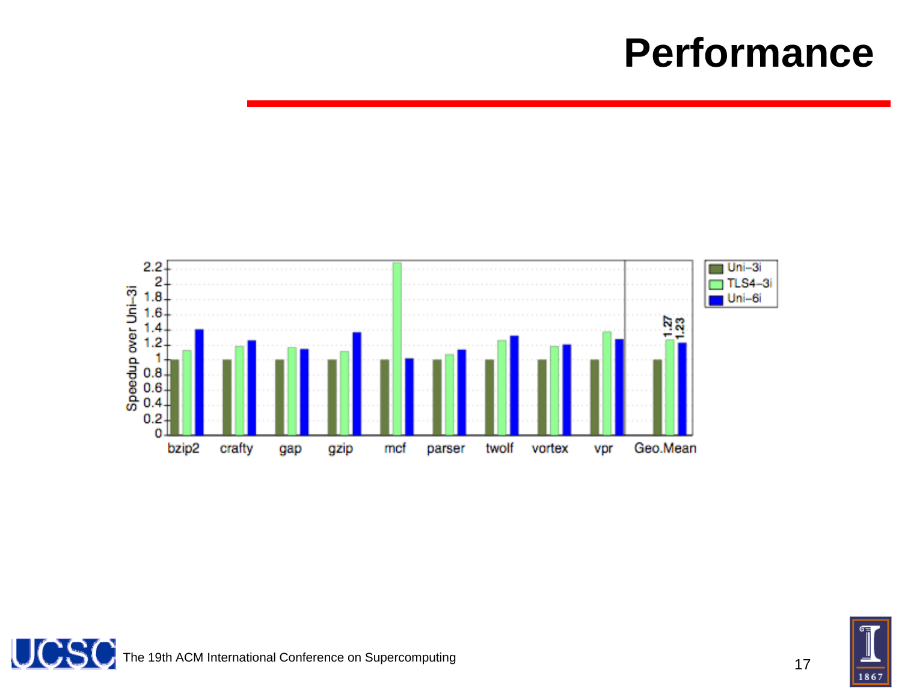# Performance

Speedup over Uni-3i

Legend: Uni-3i, TLS4-3i, Uni-6i

Benchmarks: bzip2, crafty, gap, gzip, mcf, parser, twolf, vortex, vpr, Geo.Mean

Geo.Mean: 1.27 (TLS4-3i), 1.23 (Uni-6i)

The 19th ACM International Conference on Supercomputing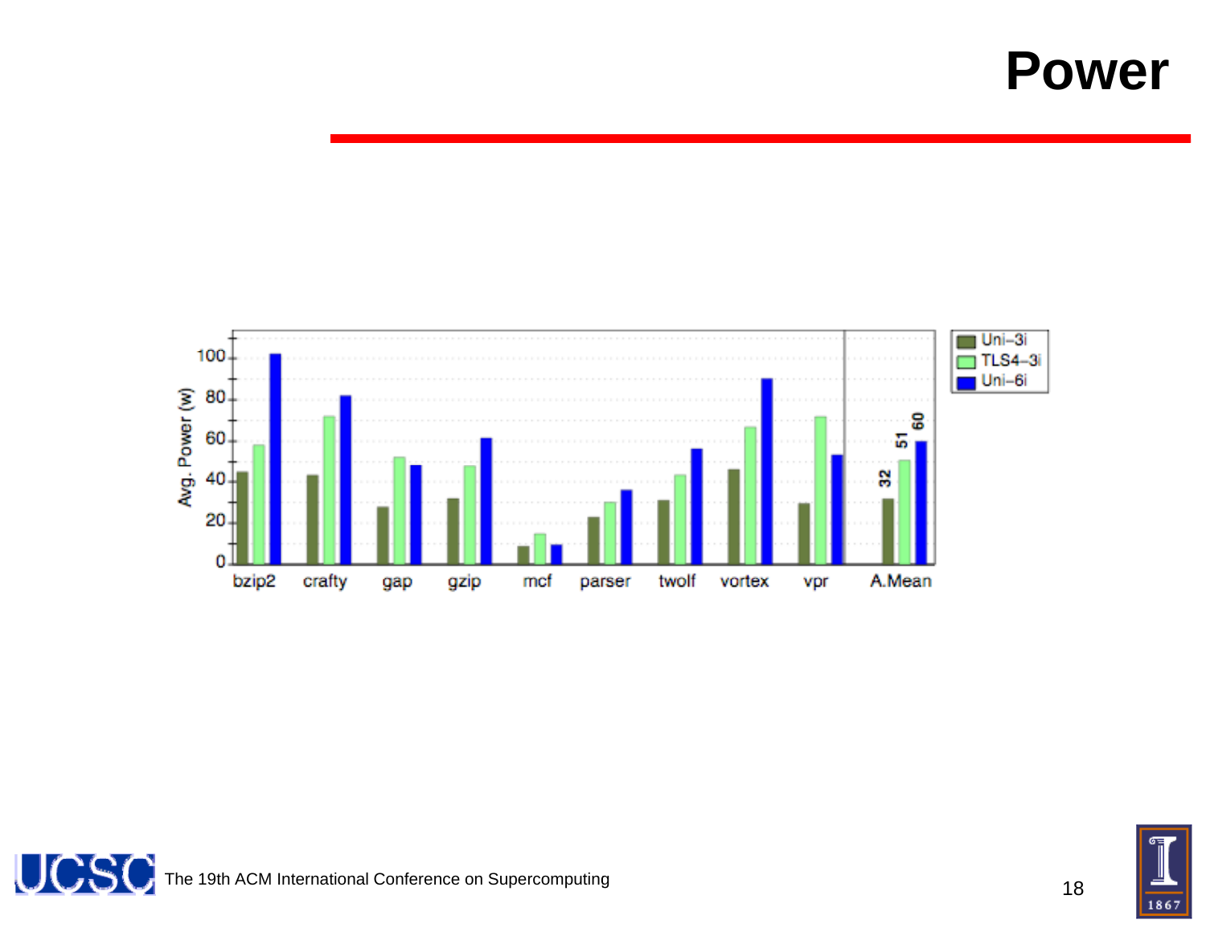# Power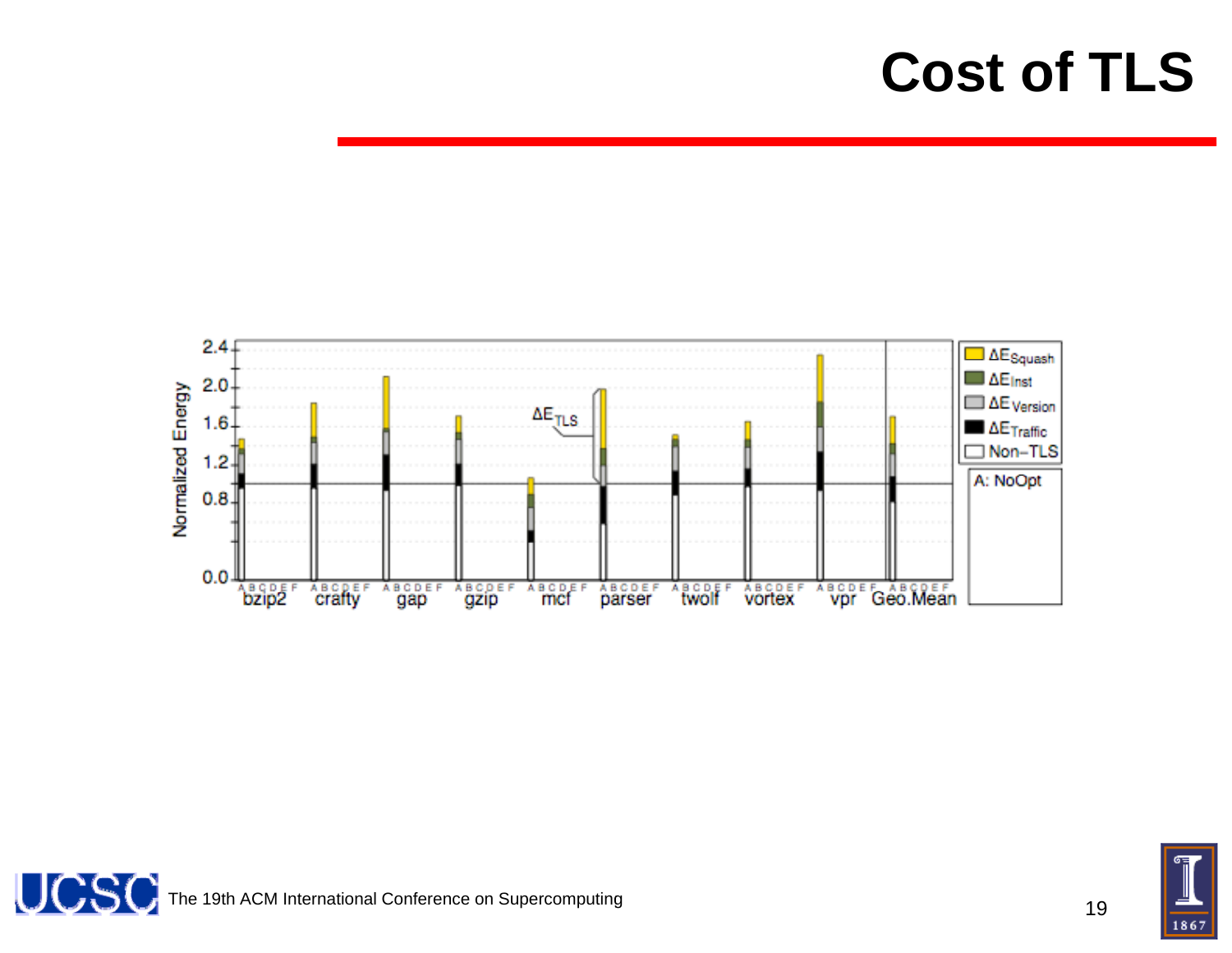# Cost of TLS

Normalized Energy

2.4, 2.0, 1.6, 1.2, 0.8, 0.0

A B C D E F

bzip2, crafty, gap, gzip, mcf, parser, twolf, vortex, vpr, Geo.Mean

$\Delta E_{TLS}$

$\Delta E_{Squash}$

$\Delta E_{Inst}$

$\Delta E_{Version}$

$\Delta E_{Traffic}$

Non−TLS

A: NoOpt

The 19th ACM International Conference on Supercomputing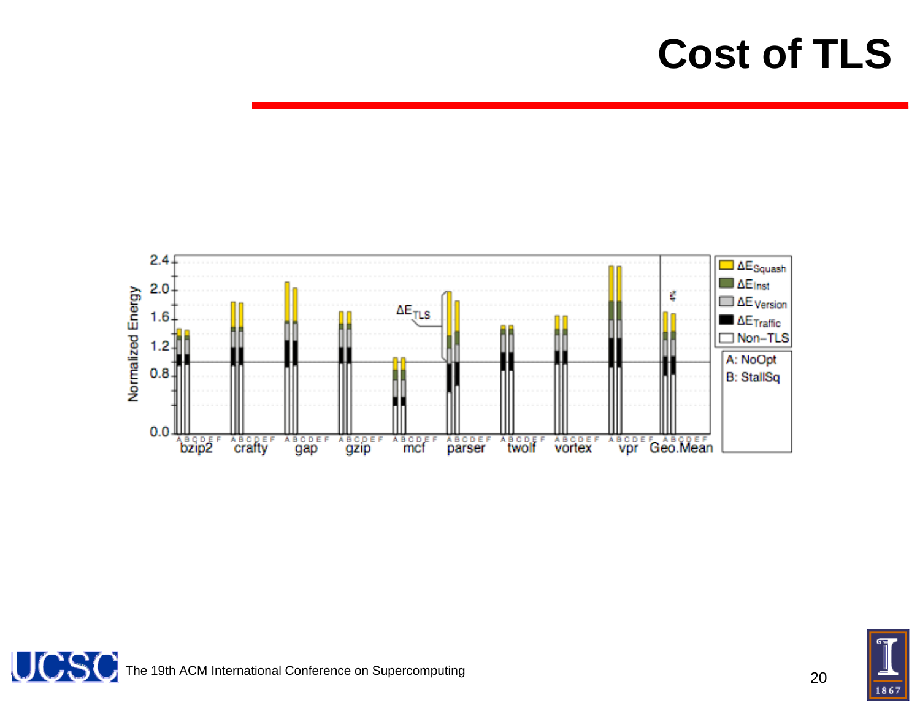# Cost of TLS

Normalized Energy

2.4, 2.0, 1.6, 1.2, 0.8, 0.0

$\Delta E_{TLS}$

A B C D E F — bzip2, crafty, gap, gzip, mcf, parser, twolf, vortex, vpr, Geo.Mean

- $\Delta E_{Squash}$
- $\Delta E_{Inst}$
- $\Delta E_{Version}$
- $\Delta E_{Traffic}$
- Non–TLS

A: NoOpt
B: StallSq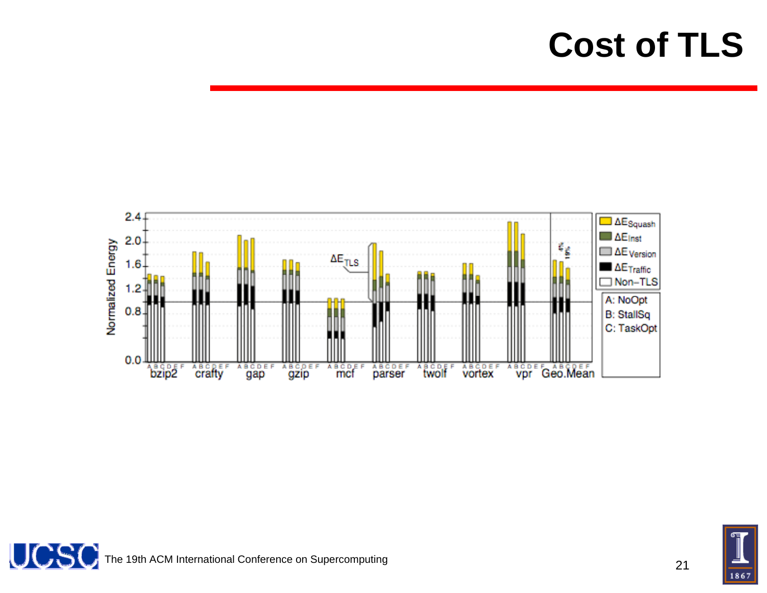# Cost of TLS

Normalized Energy

2.4, 2.0, 1.6, 1.2, 0.8, 0.0

A B C D E F

bzip2, crafty, gap, gzip, mcf, parser, twolf, vortex, vpr, Geo.Mean

$\Delta E_{TLS}$

4%, 19%

- $\Delta E_{Squash}$
- $\Delta E_{Inst}$
- $\Delta E_{Version}$
- $\Delta E_{Traffic}$
- Non−TLS

A: NoOpt
B: StallSq
C: TaskOpt

The 19th ACM International Conference on Supercomputing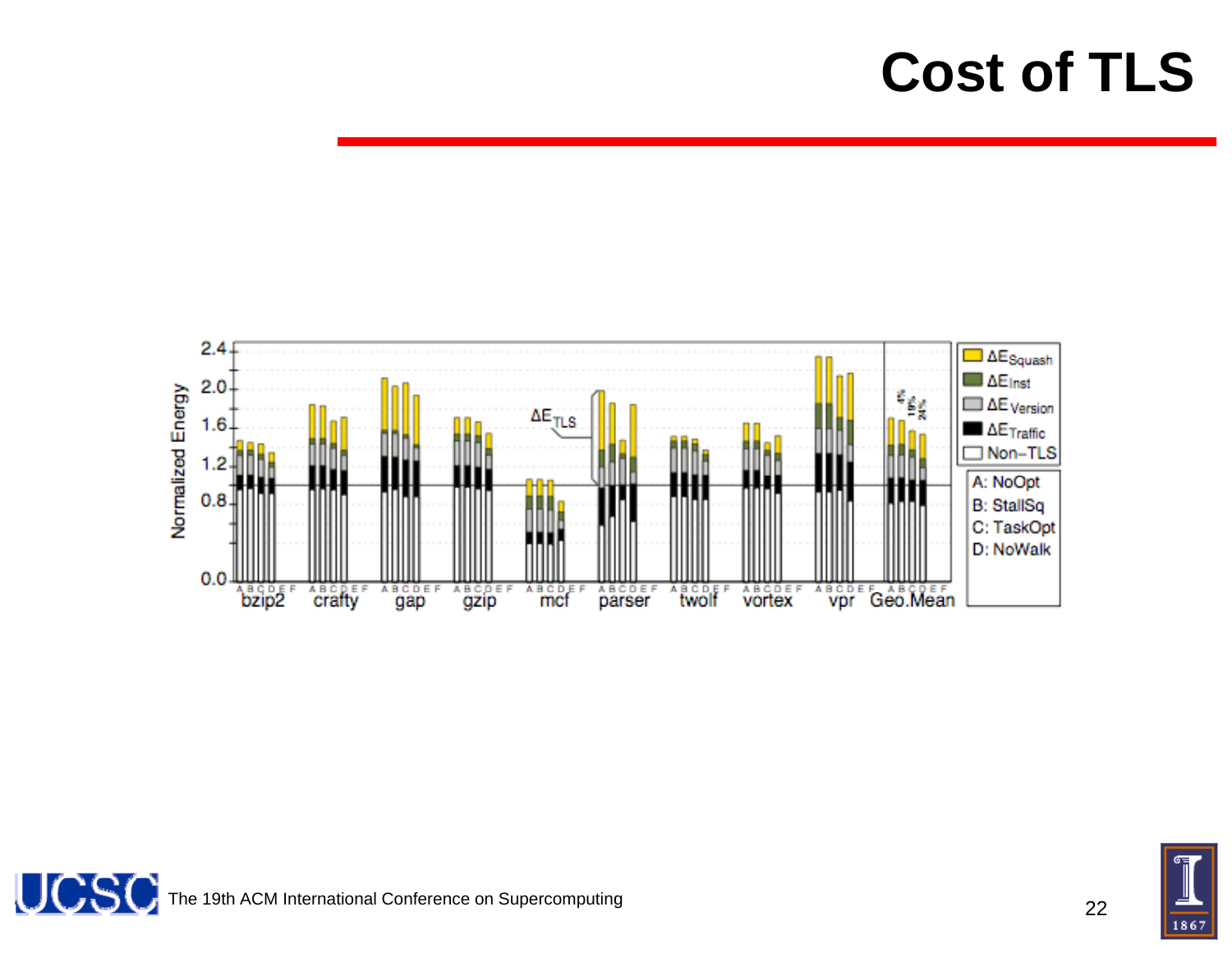# Cost of TLS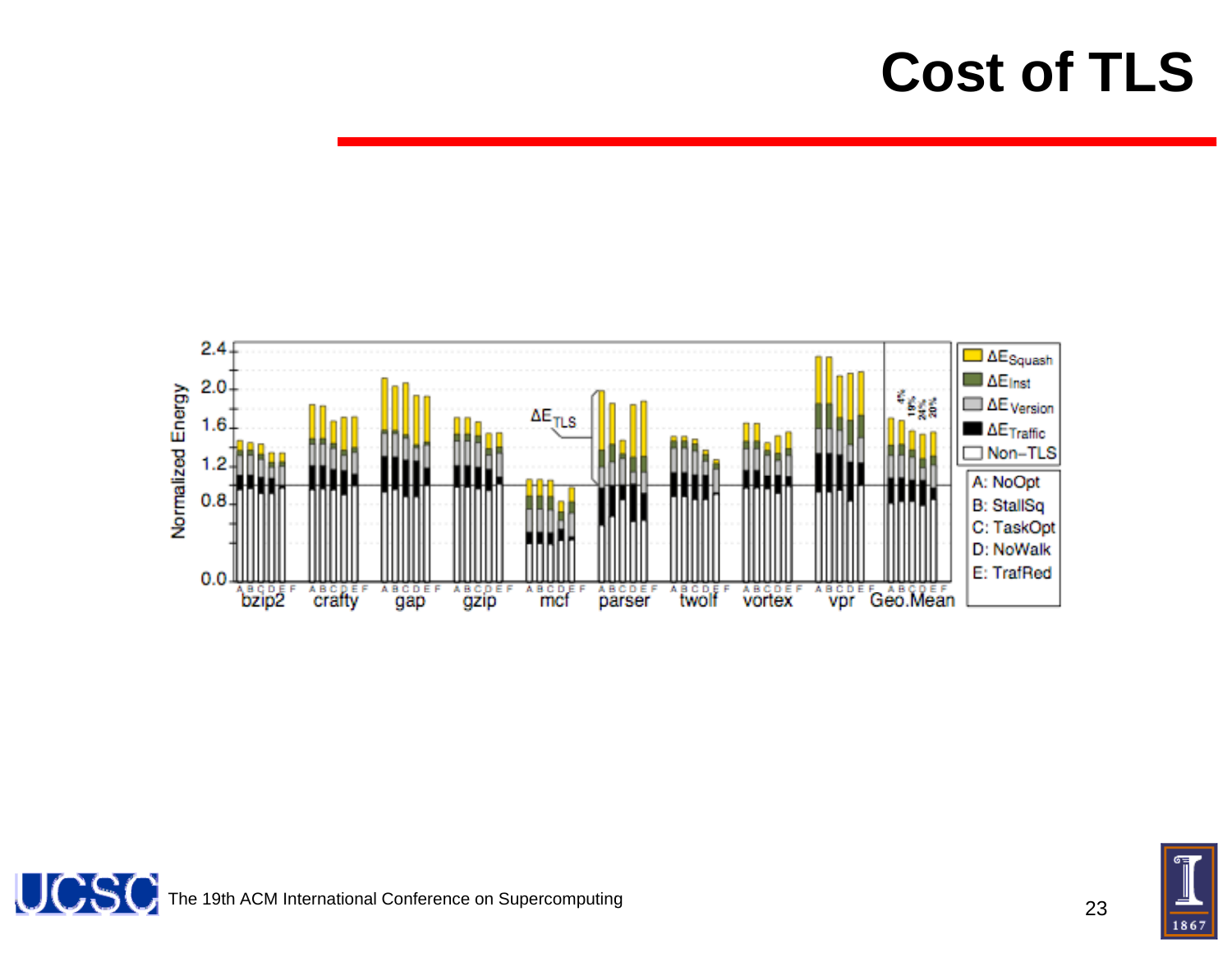# Cost of TLS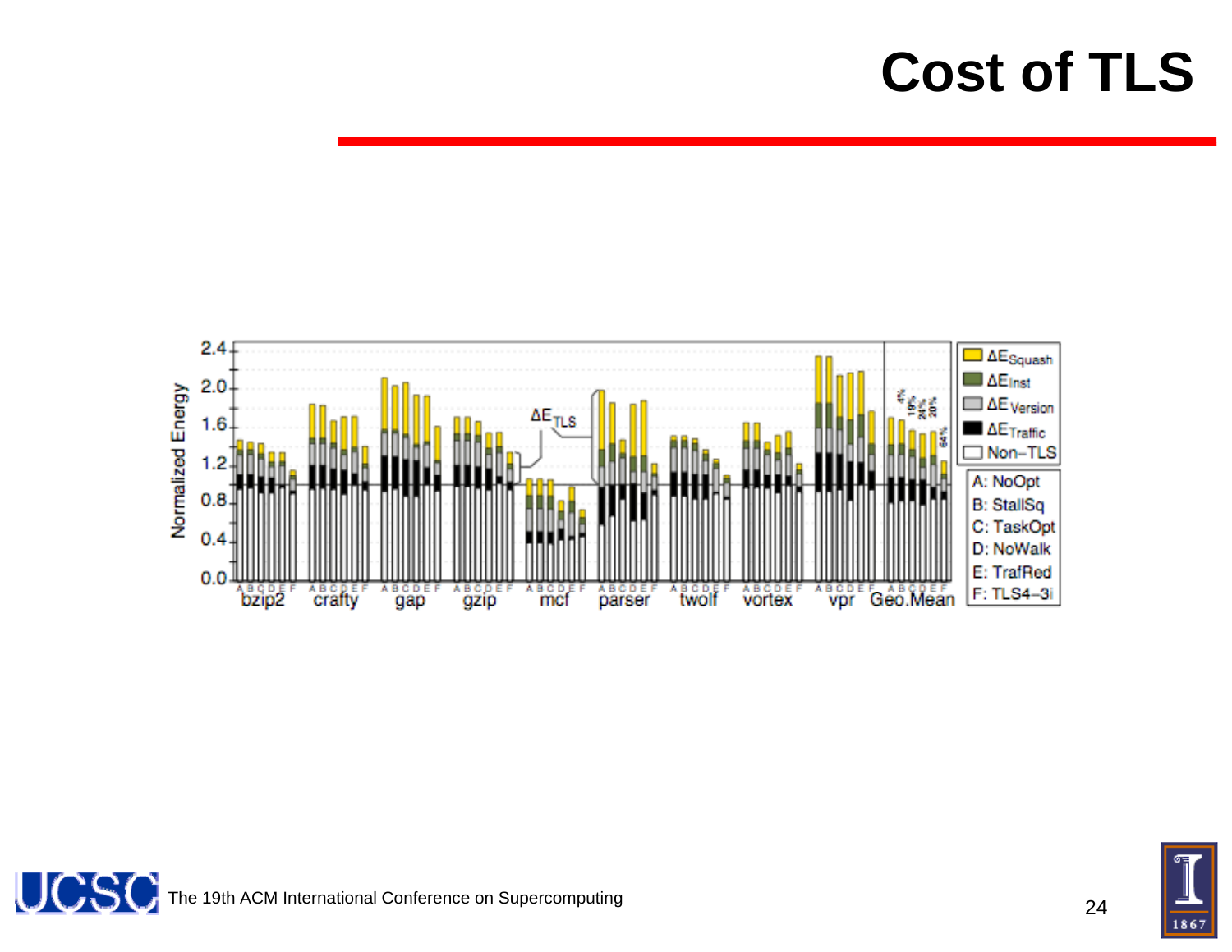# Cost of TLS

Normalized Energy

- 2.4
- 2.0
- 1.6
- 1.2
- 0.8
- 0.4
- 0.0

Benchmarks (each with bars A B C D E F): bzip2, crafty, gap, gzip, mcf, parser, twolf, vortex, vpr, Geo.Mean

$\Delta E_{TLS}$

Geo.Mean annotations: 4%, 19%, 24%, 20%, 64%

Legend:
- $\Delta E_{Squash}$
- $\Delta E_{Inst}$
- $\Delta E_{Version}$
- $\Delta E_{Traffic}$
- Non–TLS

- A: NoOpt
- B: StallSq
- C: TaskOpt
- D: NoWalk
- E: TrafRed
- F: TLS4–3i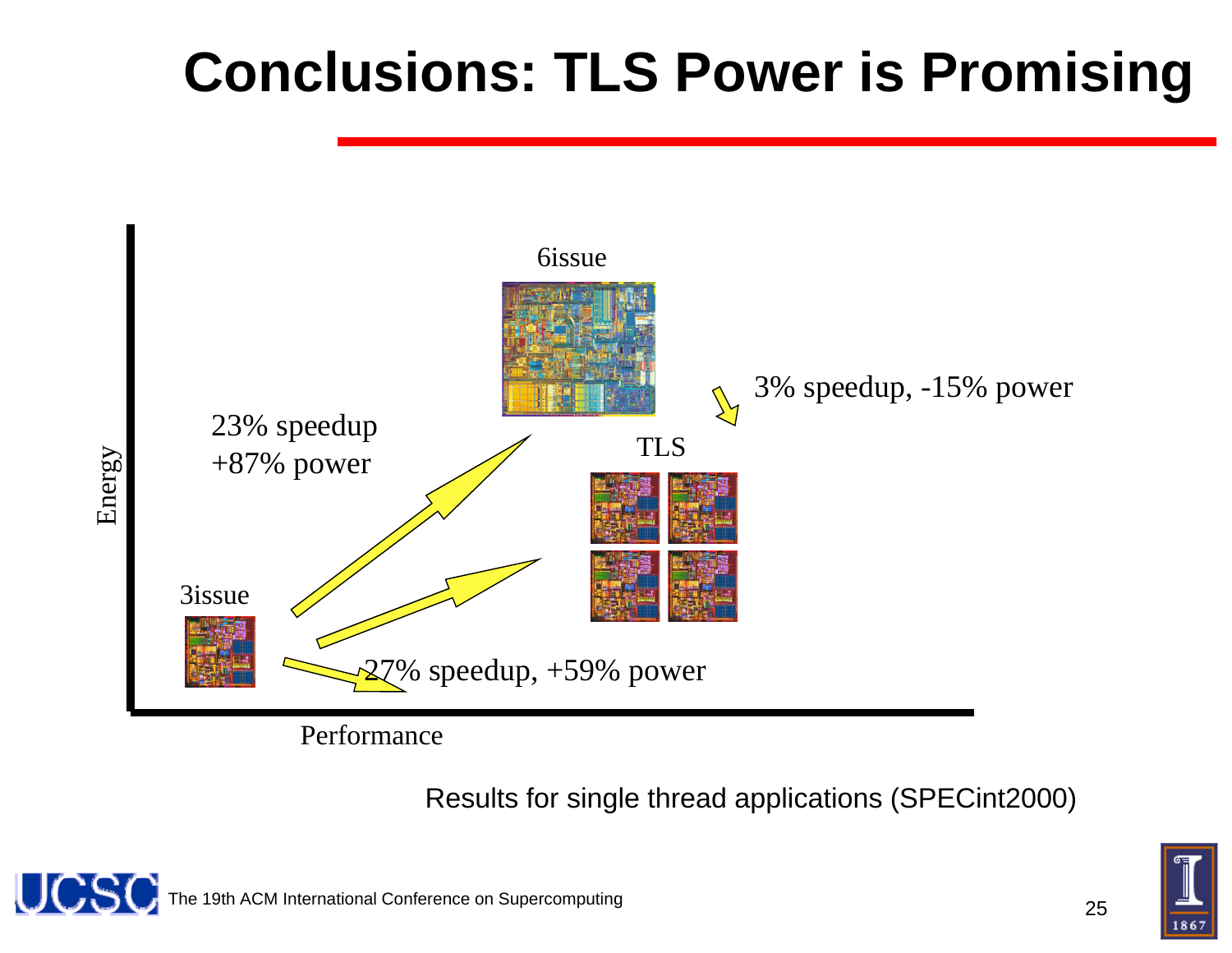# Conclusions: TLS Power is Promising

6issue

3% speedup, -15% power

23% speedup
+87% power

TLS

Energy

3issue

27% speedup, +59% power

Performance

Results for single thread applications (SPECint2000)

The 19th ACM International Conference on Supercomputing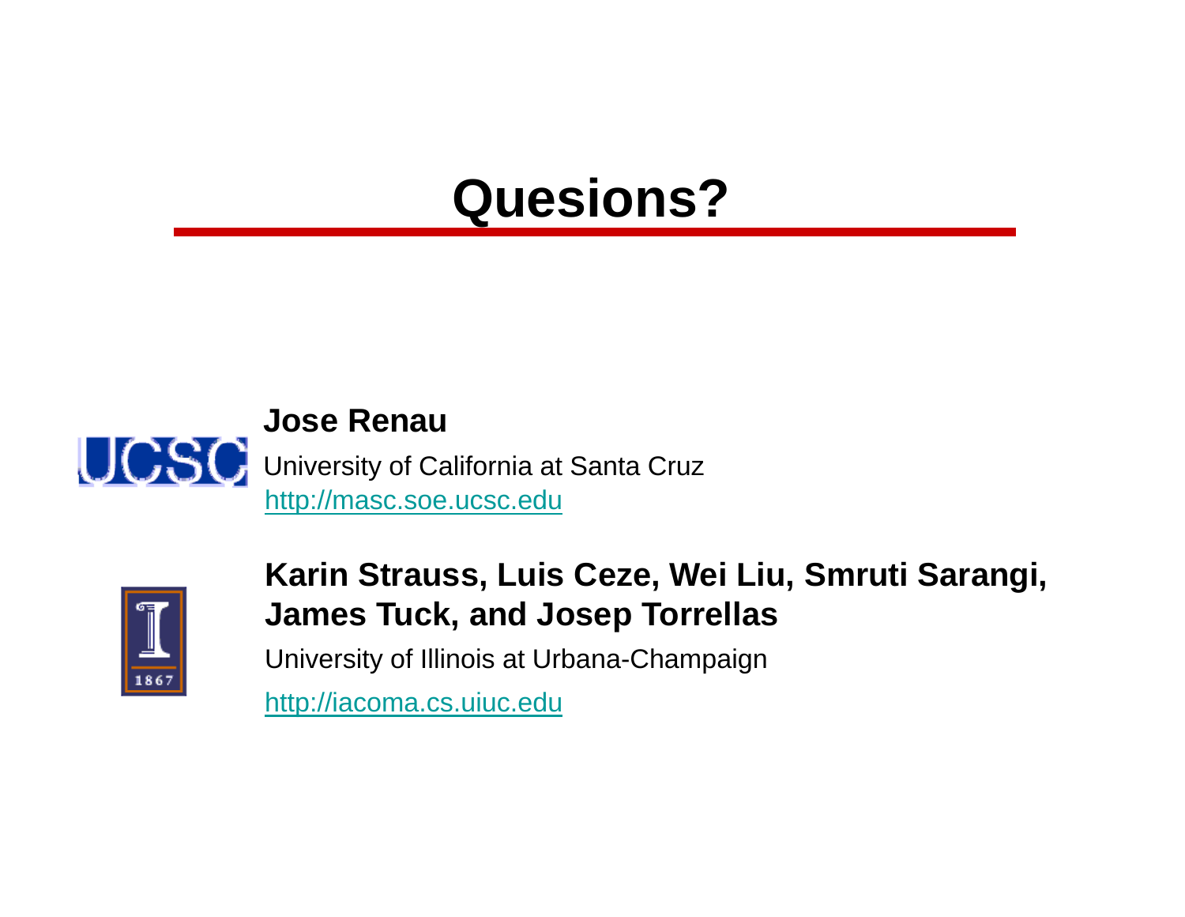# Quesions?

**Jose Renau**

University of California at Santa Cruz

http://masc.soe.ucsc.edu

**Karin Strauss, Luis Ceze, Wei Liu, Smruti Sarangi, James Tuck, and Josep Torrellas**

University of Illinois at Urbana-Champaign

http://iacoma.cs.uiuc.edu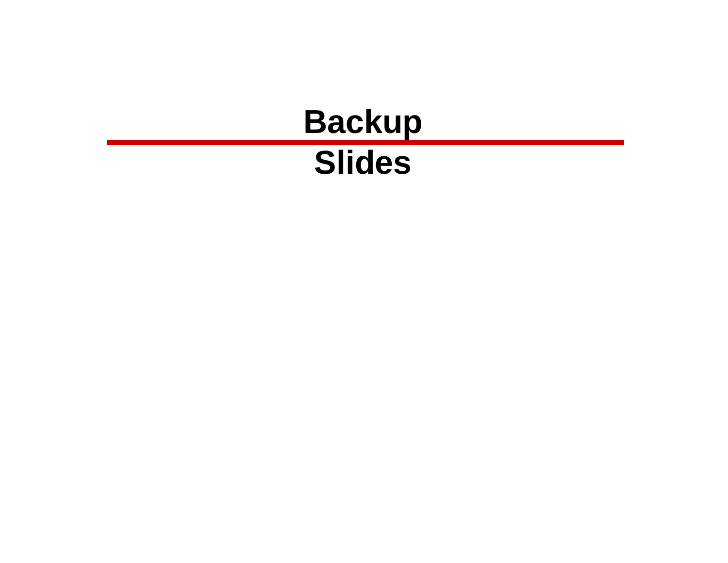# Backup Slides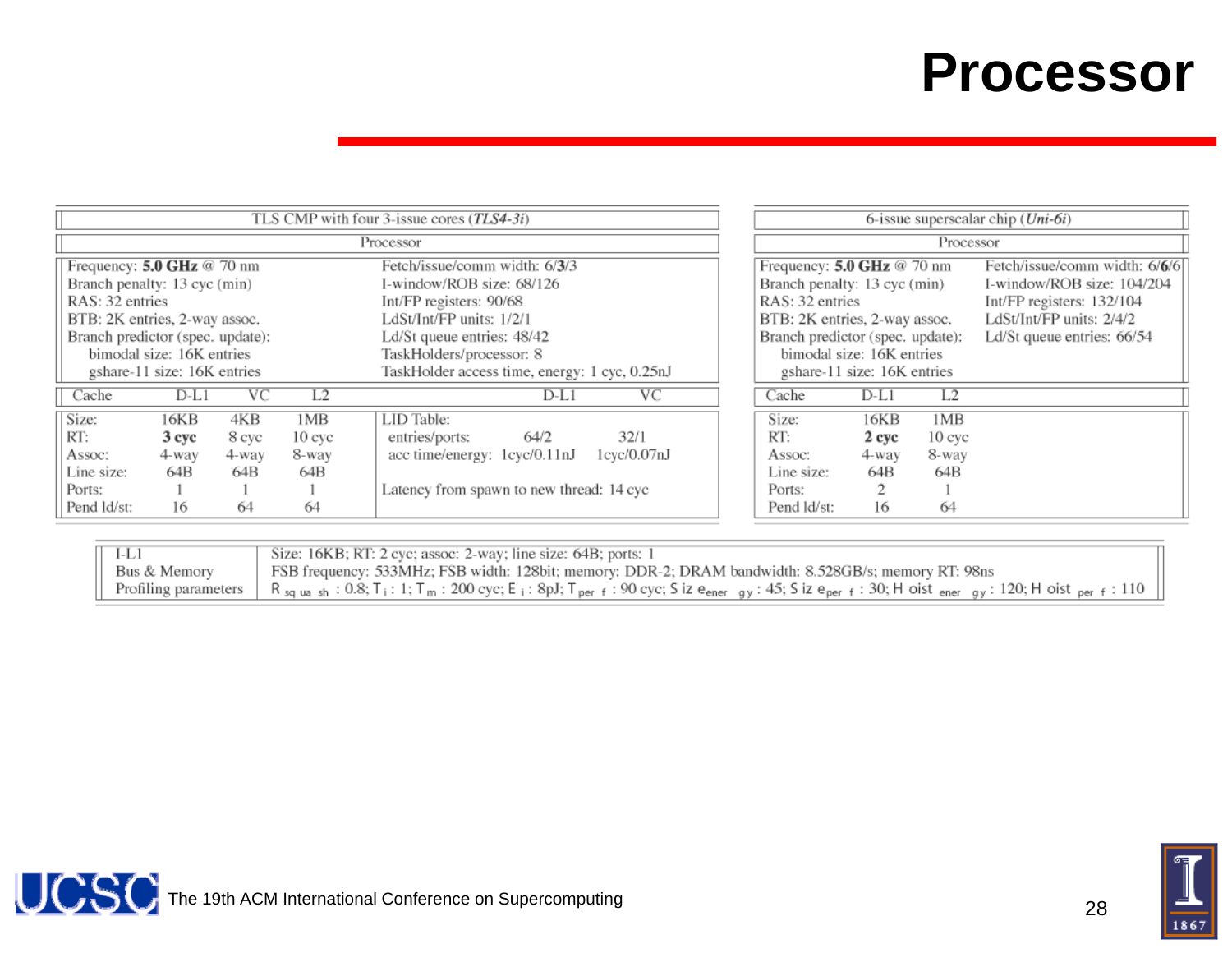# Processor

| TLS CMP with four 3-issue cores (*TLS4-3i*) | | | | | |
|---|---|---|---|---|---|
| **Processor** | | | | | |
| Frequency: **5.0 GHz** @ 70 nm | | | | Fetch/issue/comm width: 6/**3**/3 | |
| Branch penalty: 13 cyc (min) | | | | I-window/ROB size: 68/126 | |
| RAS: 32 entries | | | | Int/FP registers: 90/68 | |
| BTB: 2K entries, 2-way assoc. | | | | LdSt/Int/FP units: 1/2/1 | |
| Branch predictor (spec. update): | | | | Ld/St queue entries: 48/42 | |
| bimodal size: 16K entries | | | | TaskHolders/processor: 8 | |
| gshare-11 size: 16K entries | | | | TaskHolder access time, energy: 1 cyc, 0.25nJ | |
| Cache | D-L1 | VC | L2 | D-L1 | VC |
| Size: | 16KB | 4KB | 1MB | LID Table: | |
| RT: | **3 cyc** | 8 cyc | 10 cyc | entries/ports: 64/2 | 32/1 |
| Assoc: | 4-way | 4-way | 8-way | acc time/energy: 1cyc/0.11nJ | 1cyc/0.07nJ |
| Line size: | 64B | 64B | 64B | | |
| Ports: | 1 | 1 | 1 | Latency from spawn to new thread: 14 cyc | |
| Pend ld/st: | 16 | 64 | 64 | | |

| 6-issue superscalar chip (*Uni-6i*) | | | |
|---|---|---|---|
| **Processor** | | | |
| Frequency: **5.0 GHz** @ 70 nm | | | Fetch/issue/comm width: 6/**6**/6 |
| Branch penalty: 13 cyc (min) | | | I-window/ROB size: 104/204 |
| RAS: 32 entries | | | Int/FP registers: 132/104 |
| BTB: 2K entries, 2-way assoc. | | | LdSt/Int/FP units: 2/4/2 |
| Branch predictor (spec. update): | | | Ld/St queue entries: 66/54 |
| bimodal size: 16K entries | | | |
| gshare-11 size: 16K entries | | | |
| Cache | D-L1 | L2 | |
| Size: | 16KB | 1MB | |
| RT: | **2 cyc** | 10 cyc | |
| Assoc: | 4-way | 8-way | |
| Line size: | 64B | 64B | |
| Ports: | 2 | 1 | |
| Pend ld/st: | 16 | 64 | |

| | |
|---|---|
| I-L1 | Size: 16KB; RT: 2 cyc; assoc: 2-way; line size: 64B; ports: 1 |
| Bus & Memory | FSB frequency: 533MHz; FSB width: 128bit; memory: DDR-2; DRAM bandwidth: 8.528GB/s; memory RT: 98ns |
| Profiling parameters | $R_{squash}$ : 0.8; $T_i$ : 1; $T_m$ : 200 cyc; $E_i$ : 8pJ; $T_{perf}$ : 90 cyc; $Size_{energy}$ : 45; $Size_{perf}$ : 30; $Hoist_{energy}$ : 120; $Hoist_{perf}$ : 110 |

The 19th ACM International Conference on Supercomputing